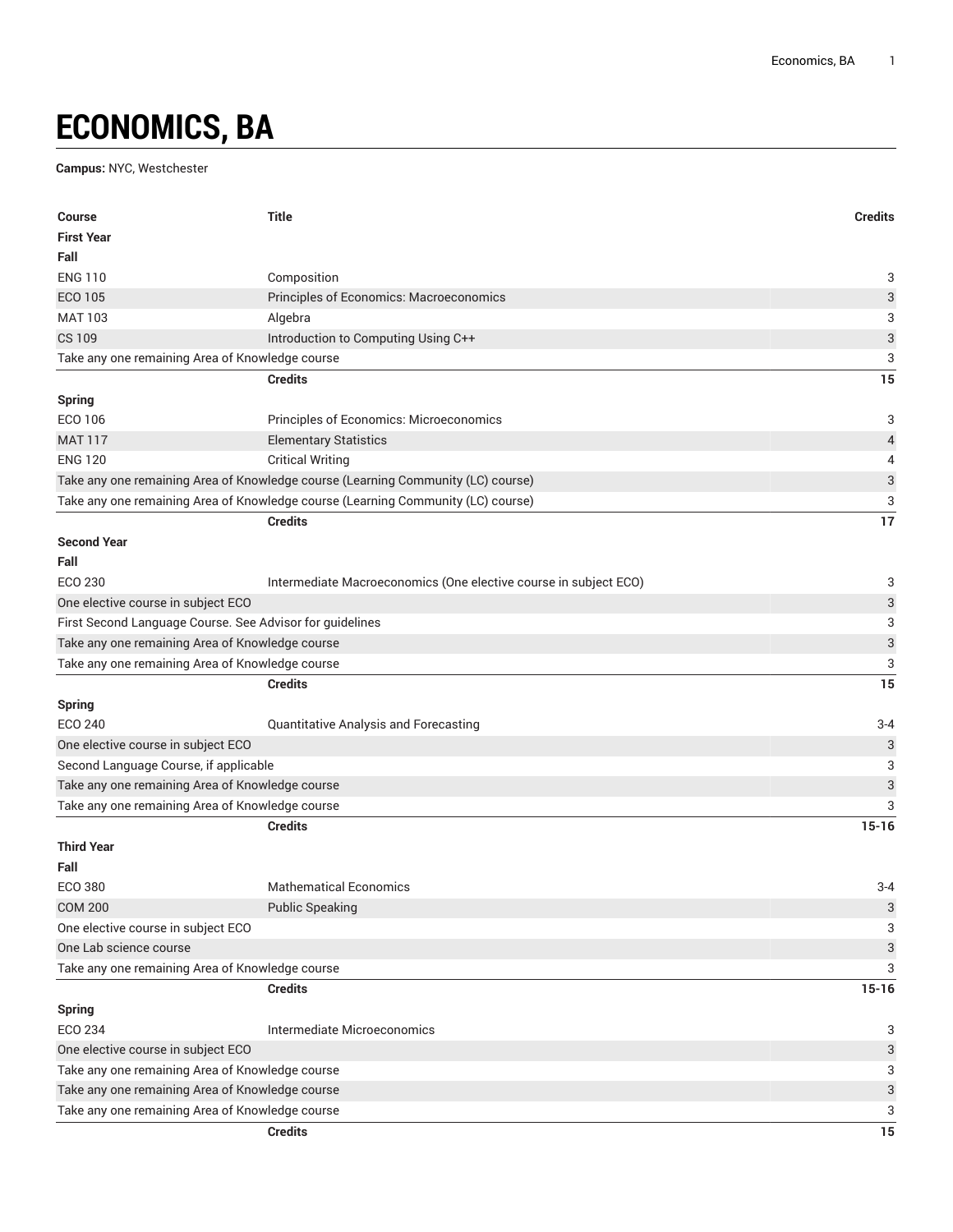# ECONOMICS, BA

**Campus:** NYC, Westchester

| Course | Title | Credits |
|---|---|---|
| **First Year** | | |
| **Fall** | | |
| ENG 110 | Composition | 3 |
| ECO 105 | Principles of Economics: Macroeconomics | 3 |
| MAT 103 | Algebra | 3 |
| CS 109 | Introduction to Computing Using C++ | 3 |
| Take any one remaining Area of Knowledge course | | 3 |
| | **Credits** | **15** |
| **Spring** | | |
| ECO 106 | Principles of Economics: Microeconomics | 3 |
| MAT 117 | Elementary Statistics | 4 |
| ENG 120 | Critical Writing | 4 |
| Take any one remaining Area of Knowledge course (Learning Community (LC) course) | | 3 |
| Take any one remaining Area of Knowledge course (Learning Community (LC) course) | | 3 |
| | **Credits** | **17** |
| **Second Year** | | |
| **Fall** | | |
| ECO 230 | Intermediate Macroeconomics (One elective course in subject ECO) | 3 |
| One elective course in subject ECO | | 3 |
| First Second Language Course. See Advisor for guidelines | | 3 |
| Take any one remaining Area of Knowledge course | | 3 |
| Take any one remaining Area of Knowledge course | | 3 |
| | **Credits** | **15** |
| **Spring** | | |
| ECO 240 | Quantitative Analysis and Forecasting | 3-4 |
| One elective course in subject ECO | | 3 |
| Second Language Course, if applicable | | 3 |
| Take any one remaining Area of Knowledge course | | 3 |
| Take any one remaining Area of Knowledge course | | 3 |
| | **Credits** | **15-16** |
| **Third Year** | | |
| **Fall** | | |
| ECO 380 | Mathematical Economics | 3-4 |
| COM 200 | Public Speaking | 3 |
| One elective course in subject ECO | | 3 |
| One Lab science course | | 3 |
| Take any one remaining Area of Knowledge course | | 3 |
| | **Credits** | **15-16** |
| **Spring** | | |
| ECO 234 | Intermediate Microeconomics | 3 |
| One elective course in subject ECO | | 3 |
| Take any one remaining Area of Knowledge course | | 3 |
| Take any one remaining Area of Knowledge course | | 3 |
| Take any one remaining Area of Knowledge course | | 3 |
| | **Credits** | **15** |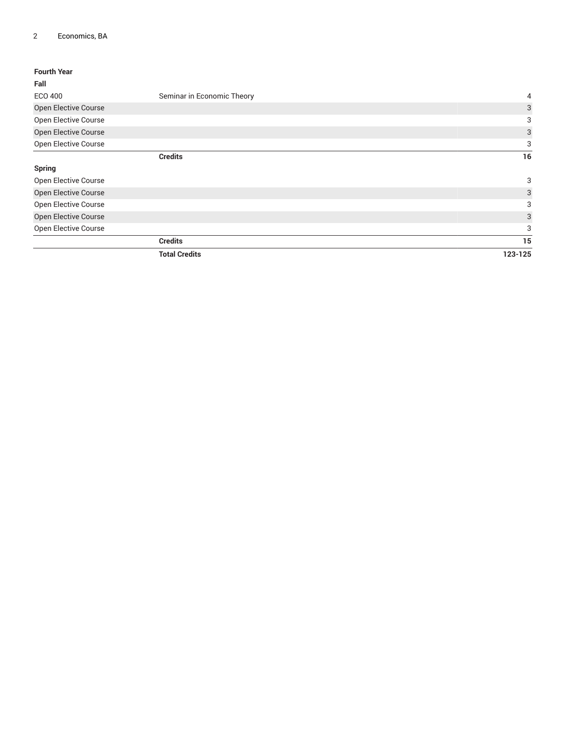| | | |
|---|---|---|
| **Fourth Year** | | |
| **Fall** | | |
| ECO 400 | Seminar in Economic Theory | 4 |
| Open Elective Course | | 3 |
| Open Elective Course | | 3 |
| Open Elective Course | | 3 |
| Open Elective Course | | 3 |
| | **Credits** | **16** |
| **Spring** | | |
| Open Elective Course | | 3 |
| Open Elective Course | | 3 |
| Open Elective Course | | 3 |
| Open Elective Course | | 3 |
| Open Elective Course | | 3 |
| | **Credits** | **15** |
| | **Total Credits** | **123-125** |